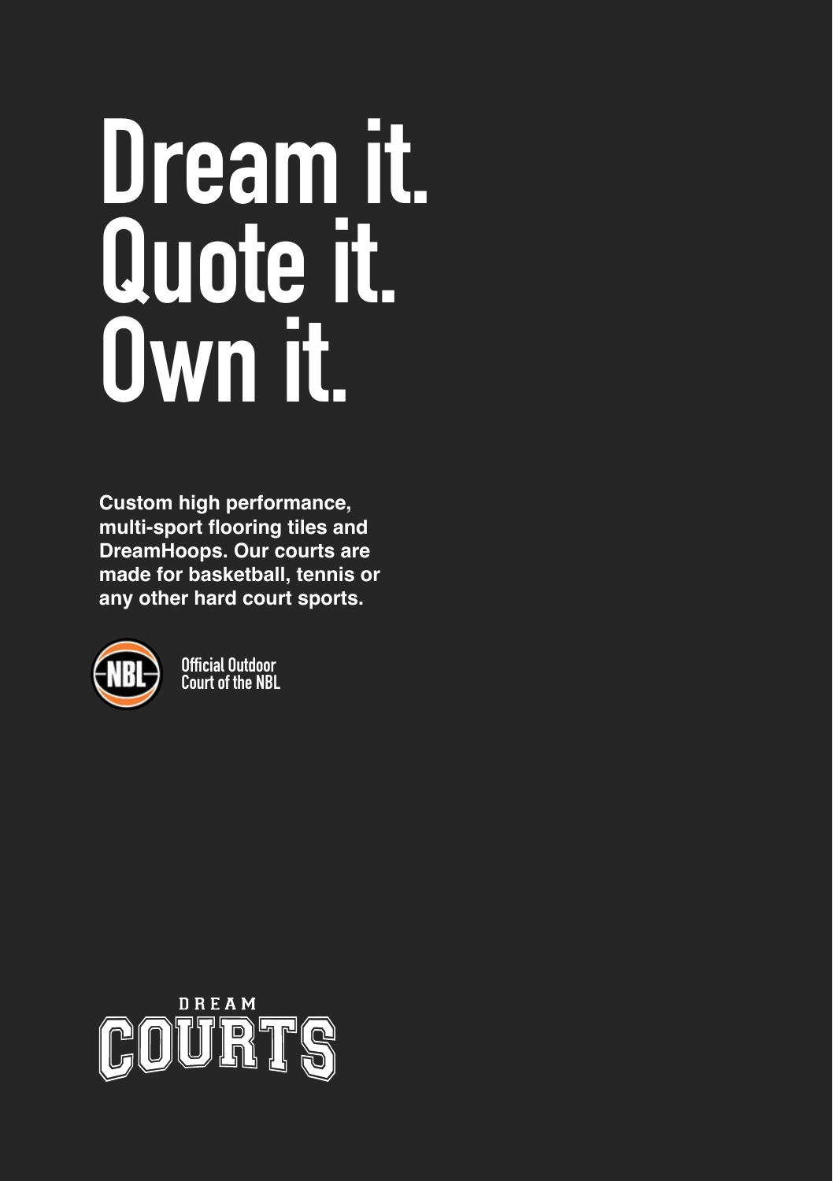# Dream it.
# Quote it.
# Own it.

**Custom high performance, multi-sport flooring tiles and DreamHoops. Our courts are made for basketball, tennis or any other hard court sports.**

NBL

Official Outdoor
Court of the NBL

DREAM
COURTS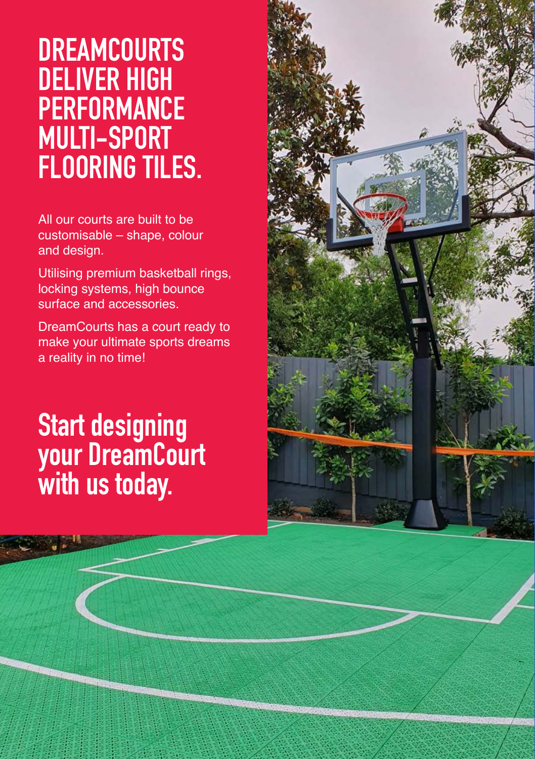# DREAMCOURTS DELIVER HIGH PERFORMANCE MULTI-SPORT FLOORING TILES.

All our courts are built to be customisable – shape, colour and design.

Utilising premium basketball rings, locking systems, high bounce surface and accessories.

DreamCourts has a court ready to make your ultimate sports dreams a reality in no time!

## Start designing your DreamCourt with us today.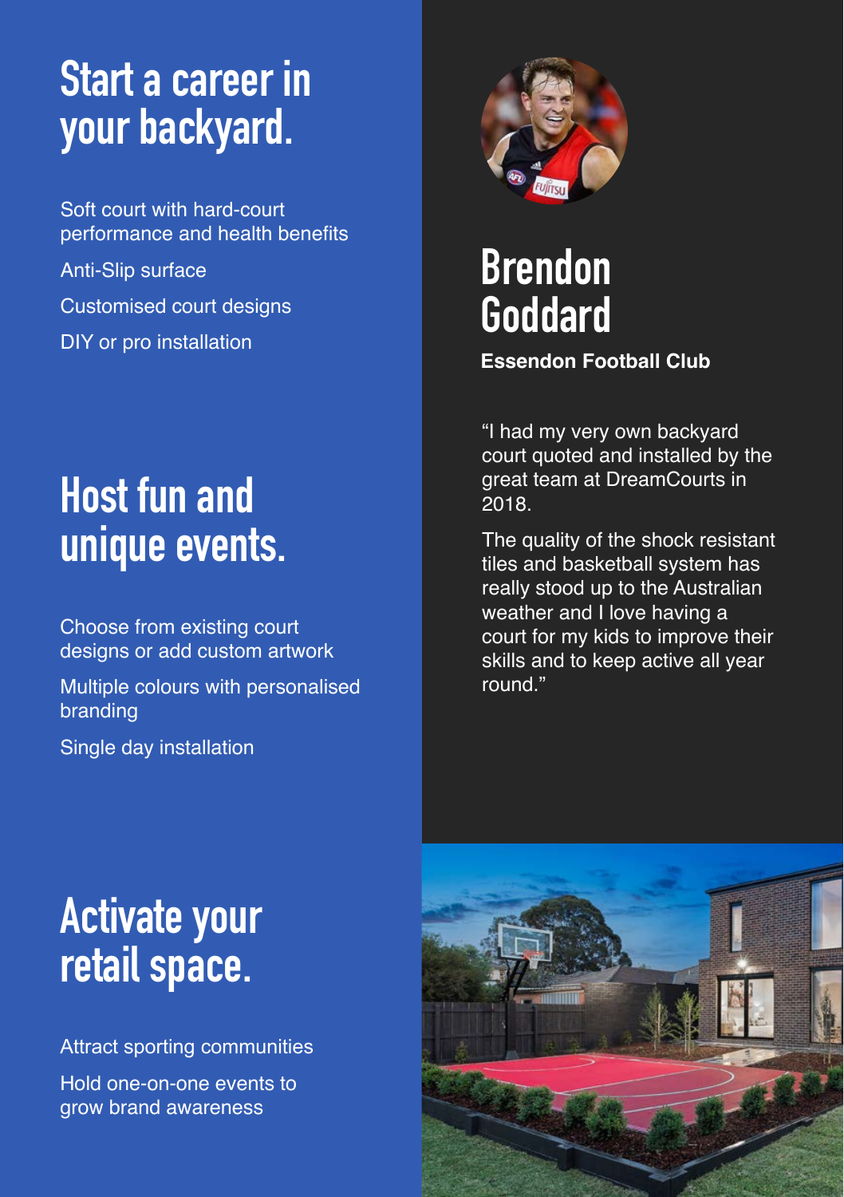# Start a career in your backyard.

Soft court with hard-court performance and health benefits

Anti-Slip surface

Customised court designs

DIY or pro installation

# Host fun and unique events.

Choose from existing court designs or add custom artwork

Multiple colours with personalised branding

Single day installation

# Activate your retail space.

Attract sporting communities

Hold one-on-one events to grow brand awareness

# Brendon Goddard

**Essendon Football Club**

“I had my very own backyard court quoted and installed by the great team at DreamCourts in 2018.

The quality of the shock resistant tiles and basketball system has really stood up to the Australian weather and I love having a court for my kids to improve their skills and to keep active all year round.”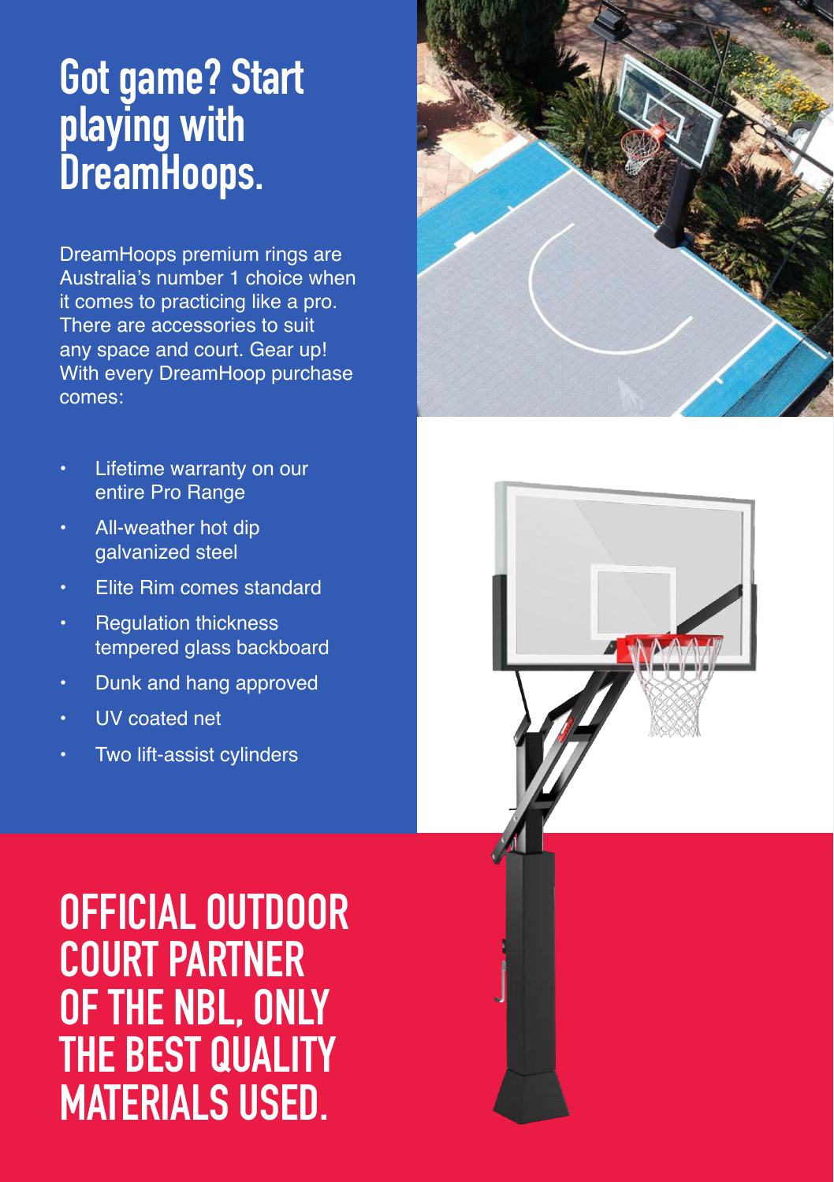# Got game? Start playing with DreamHoops.

DreamHoops premium rings are Australia's number 1 choice when it comes to practicing like a pro. There are accessories to suit any space and court. Gear up! With every DreamHoop purchase comes:

- Lifetime warranty on our entire Pro Range
- All-weather hot dip galvanized steel
- Elite Rim comes standard
- Regulation thickness tempered glass backboard
- Dunk and hang approved
- UV coated net
- Two lift-assist cylinders

## OFFICIAL OUTDOOR COURT PARTNER OF THE NBL, ONLY THE BEST QUALITY MATERIALS USED.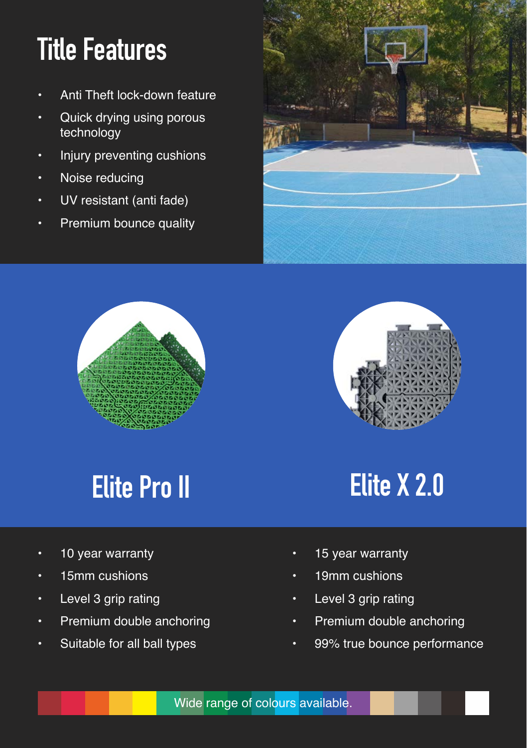# Title Features

- Anti Theft lock-down feature
- Quick drying using porous technology
- Injury preventing cushions
- Noise reducing
- UV resistant (anti fade)
- Premium bounce quality

## Elite Pro II

- 10 year warranty
- 15mm cushions
- Level 3 grip rating
- Premium double anchoring
- Suitable for all ball types

## Elite X 2.0

- 15 year warranty
- 19mm cushions
- Level 3 grip rating
- Premium double anchoring
- 99% true bounce performance

Wide range of colours available.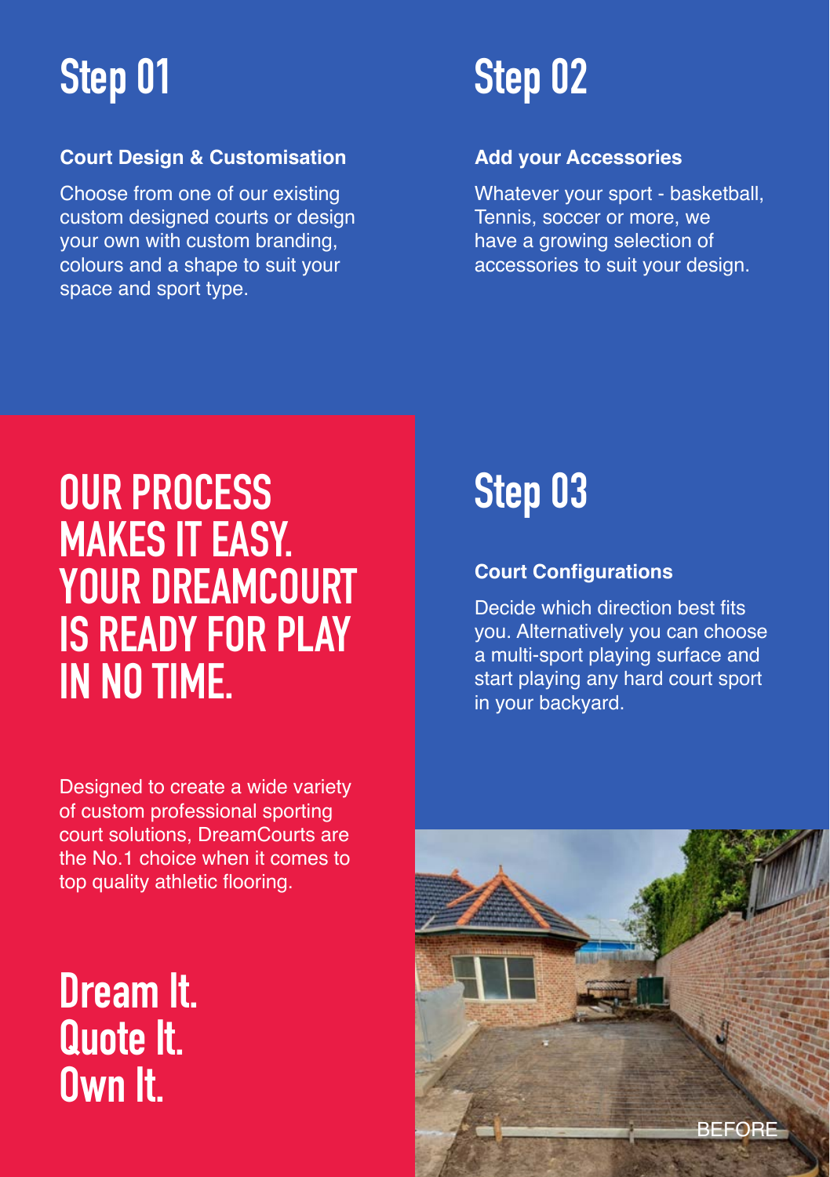## Step 01

### Court Design & Customisation

Choose from one of our existing custom designed courts or design your own with custom branding, colours and a shape to suit your space and sport type.

## Step 02

### Add your Accessories

Whatever your sport - basketball, Tennis, soccer or more, we have a growing selection of accessories to suit your design.

## Step 03

### Court Configurations

Decide which direction best fits you. Alternatively you can choose a multi-sport playing surface and start playing any hard court sport in your backyard.

# OUR PROCESS MAKES IT EASY. YOUR DREAMCOURT IS READY FOR PLAY IN NO TIME.

Designed to create a wide variety of custom professional sporting court solutions, DreamCourts are the No.1 choice when it comes to top quality athletic flooring.

## Dream It.
## Quote It.
## Own It.

BEFORE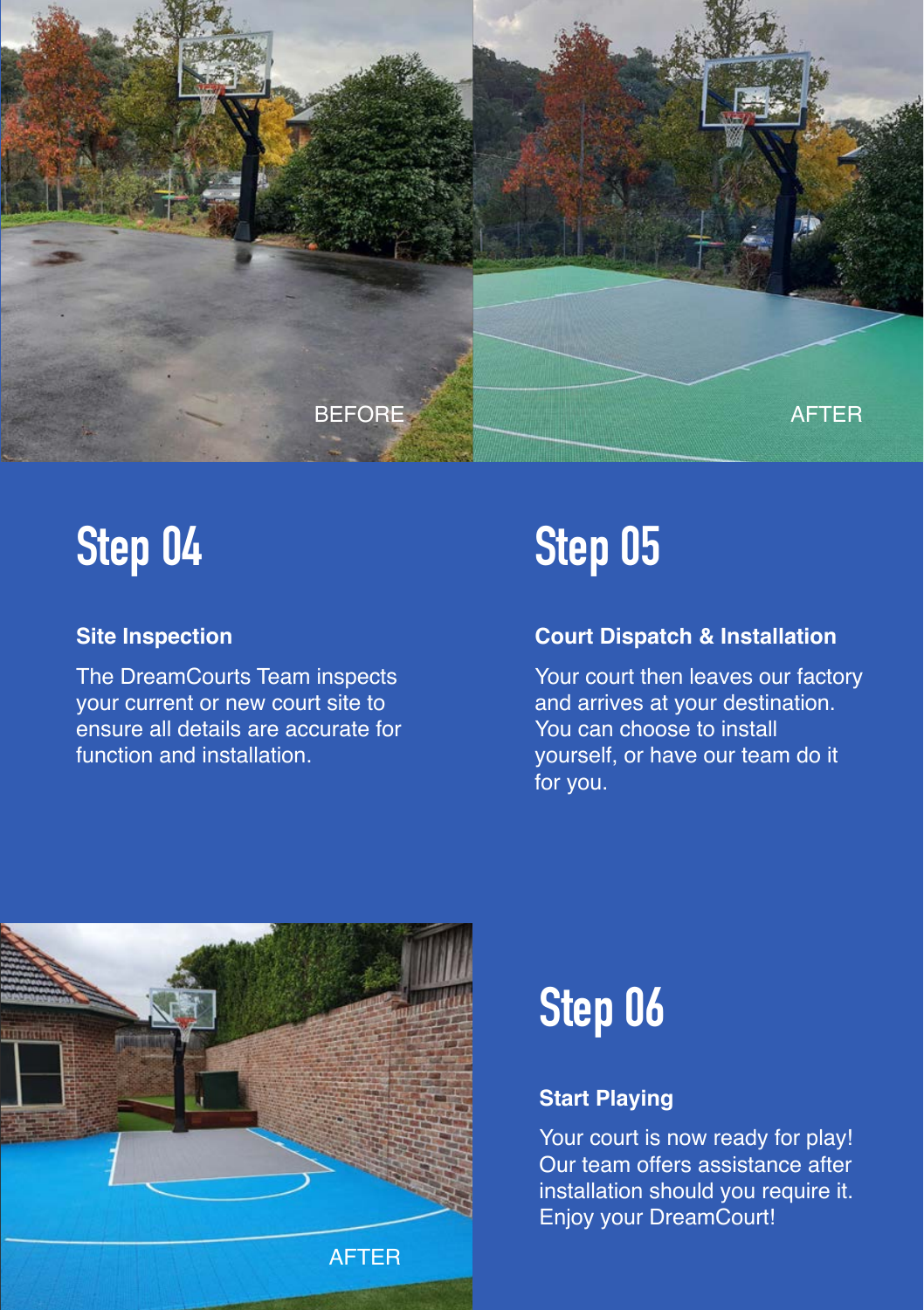## Step 04

### Site Inspection

The DreamCourts Team inspects your current or new court site to ensure all details are accurate for function and installation.

## Step 05

### Court Dispatch & Installation

Your court then leaves our factory and arrives at your destination. You can choose to install yourself, or have our team do it for you.

## Step 06

### Start Playing

Your court is now ready for play! Our team offers assistance after installation should you require it. Enjoy your DreamCourt!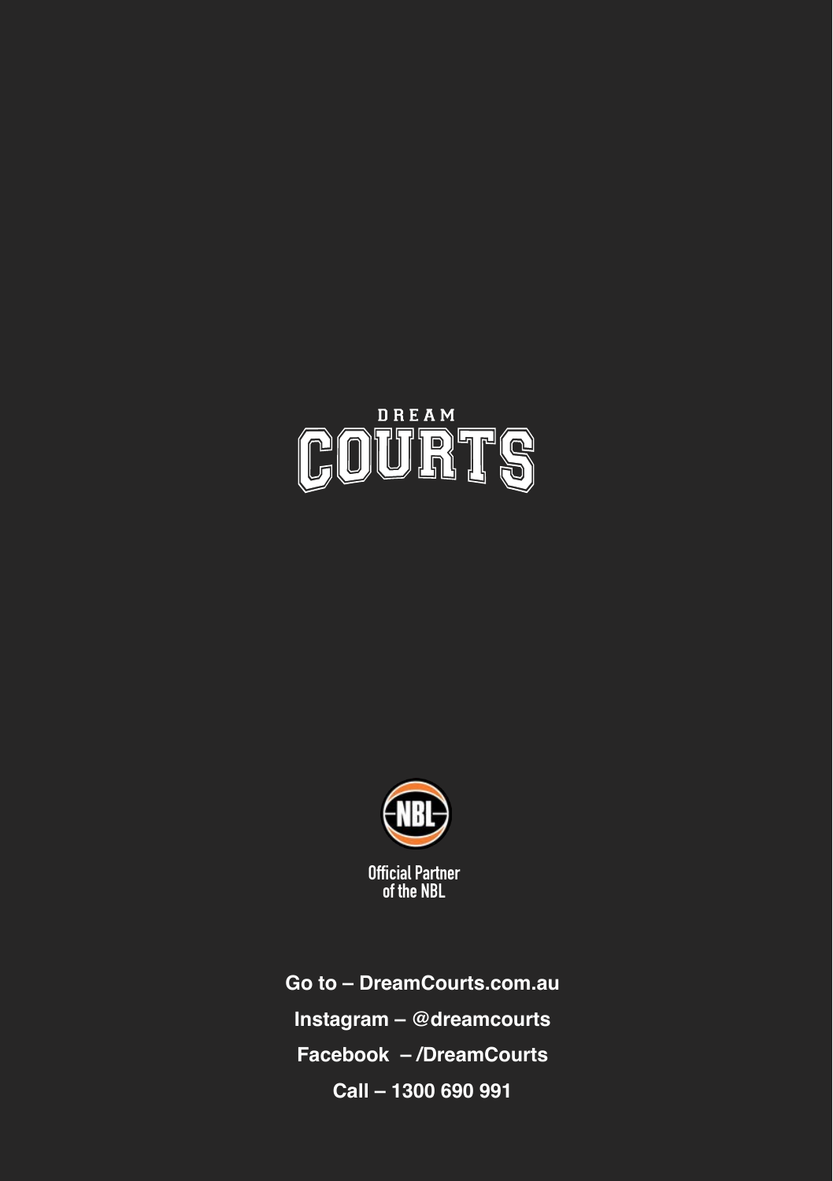DREAM

COURTS

Official Partner of the NBL

**Go to – DreamCourts.com.au**

**Instagram – @dreamcourts**

**Facebook – /DreamCourts**

**Call – 1300 690 991**